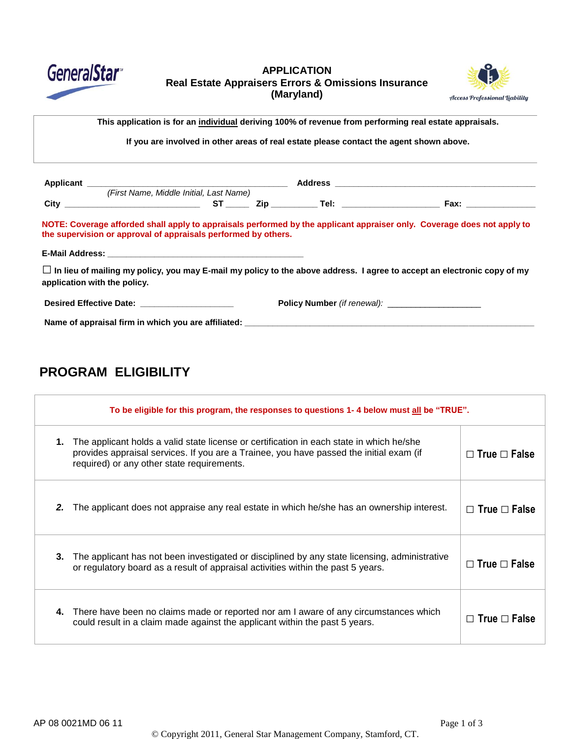GeneralStar

# APPLICATION
## Real Estate Appraisers Errors & Omissions Insurance
## (Maryland)

Access Professional Liability

**This application is for an individual deriving 100% of revenue from performing real estate appraisals.**

**If you are involved in other areas of real estate please contact the agent shown above.**

**Applicant** ________________________________________ **Address** ________________________________________
*(First Name, Middle Initial, Last Name)*
**City** ______________________________ **ST** _____ **Zip** __________ **Tel:** ____________________ **Fax:** _______________

**NOTE: Coverage afforded shall apply to appraisals performed by the applicant appraiser only. Coverage does not apply to the supervision or approval of appraisals performed by others.**

**E-Mail Address:** ____________________________________________

☐ **In lieu of mailing my policy, you may E-mail my policy to the above address. I agree to accept an electronic copy of my application with the policy.**

**Desired Effective Date:** ____________________ **Policy Number** *(if renewal):* ____________________

**Name of appraisal firm in which you are affiliated:** ________________________________________________________________

## PROGRAM ELIGIBILITY

| To be eligible for this program, the responses to questions 1- 4 below must all be "TRUE". | |
|---|---|
| **1.** The applicant holds a valid state license or certification in each state in which he/she provides appraisal services. If you are a Trainee, you have passed the initial exam (if required) or any other state requirements. | ☐ True ☐ False |
| **2.** The applicant does not appraise any real estate in which he/she has an ownership interest. | ☐ True ☐ False |
| **3.** The applicant has not been investigated or disciplined by any state licensing, administrative or regulatory board as a result of appraisal activities within the past 5 years. | ☐ True ☐ False |
| **4.** There have been no claims made or reported nor am I aware of any circumstances which could result in a claim made against the applicant within the past 5 years. | ☐ True ☐ False |

AP 08 0021MD 06 11

© Copyright 2011, General Star Management Company, Stamford, CT.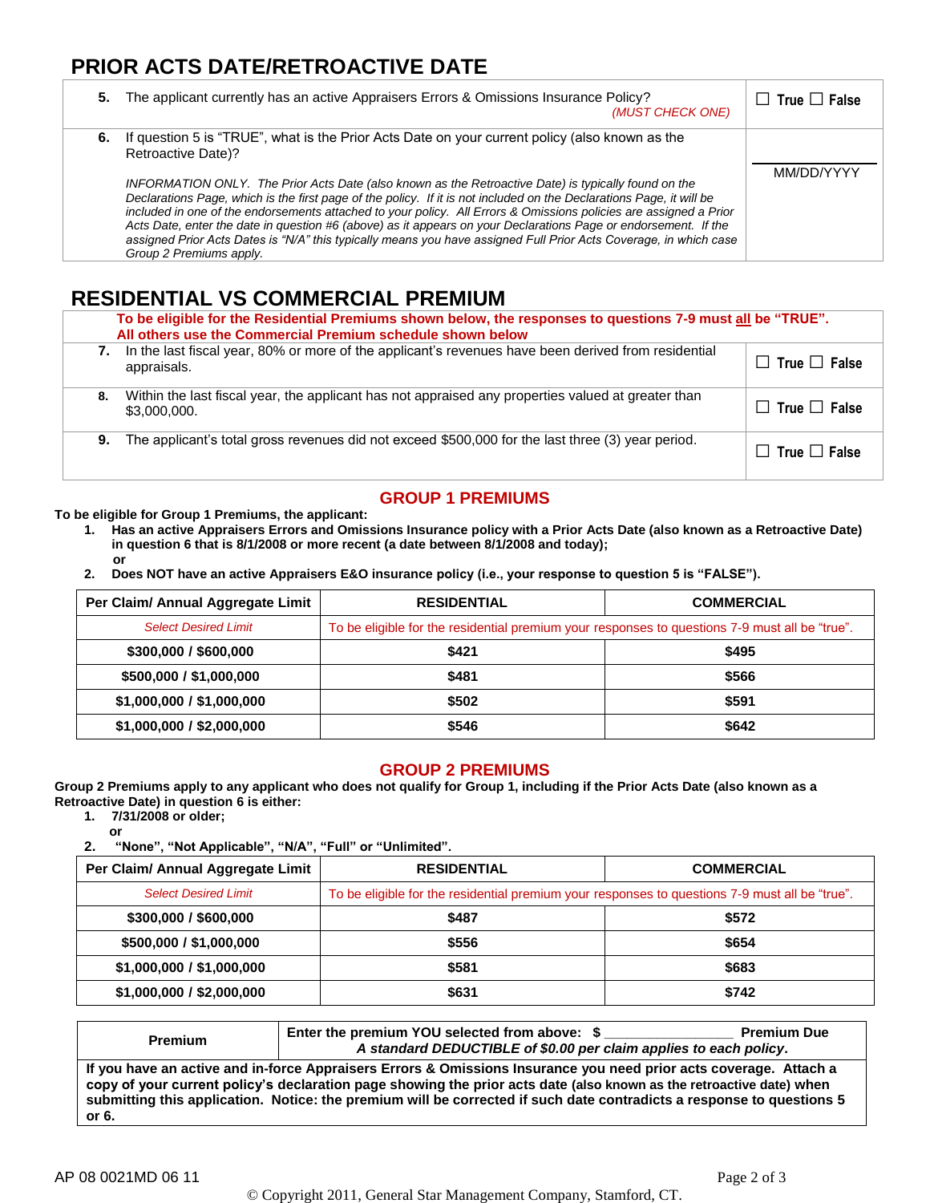## PRIOR ACTS DATE/RETROACTIVE DATE

| | |
|---|---|
| **5.** The applicant currently has an active Appraisers Errors & Omissions Insurance Policy? *(MUST CHECK ONE)* | ☐ True ☐ False |
| **6.** If question 5 is "TRUE", what is the Prior Acts Date on your current policy (also known as the Retroactive Date)?<br><br>*INFORMATION ONLY. The Prior Acts Date (also known as the Retroactive Date) is typically found on the Declarations Page, which is the first page of the policy. If it is not included on the Declarations Page, it will be included in one of the endorsements attached to your policy. All Errors & Omissions policies are assigned a Prior Acts Date, enter the date in question #6 (above) as it appears on your Declarations Page or endorsement. If the assigned Prior Acts Dates is "N/A" this typically means you have assigned Full Prior Acts Coverage, in which case Group 2 Premiums apply.* | ______<br>MM/DD/YYYY |

## RESIDENTIAL VS COMMERCIAL PREMIUM

**To be eligible for the Residential Premiums shown below, the responses to questions 7-9 must all be "TRUE". All others use the Commercial Premium schedule shown below**

| | |
|---|---|
| **7.** In the last fiscal year, 80% or more of the applicant's revenues have been derived from residential appraisals. | ☐ True ☐ False |
| **8.** Within the last fiscal year, the applicant has not appraised any properties valued at greater than $3,000,000. | ☐ True ☐ False |
| **9.** The applicant's total gross revenues did not exceed $500,000 for the last three (3) year period. | ☐ True ☐ False |

### GROUP 1 PREMIUMS

**To be eligible for Group 1 Premiums, the applicant:**

1. **Has an active Appraisers Errors and Omissions Insurance policy with a Prior Acts Date (also known as a Retroactive Date) in question 6 that is 8/1/2008 or more recent (a date between 8/1/2008 and today);**
   **or**
2. **Does NOT have an active Appraisers E&O insurance policy (i.e., your response to question 5 is "FALSE").**

| Per Claim/ Annual Aggregate Limit | RESIDENTIAL | COMMERCIAL |
|---|---|---|
| *Select Desired Limit* | To be eligible for the residential premium your responses to questions 7-9 must all be "true". | |
| **$300,000 / $600,000** | **$421** | **$495** |
| **$500,000 / $1,000,000** | **$481** | **$566** |
| **$1,000,000 / $1,000,000** | **$502** | **$591** |
| **$1,000,000 / $2,000,000** | **$546** | **$642** |

### GROUP 2 PREMIUMS

**Group 2 Premiums apply to any applicant who does not qualify for Group 1, including if the Prior Acts Date (also known as a Retroactive Date) in question 6 is either:**

1. **7/31/2008 or older;**
   **or**
2. **"None", "Not Applicable", "N/A", "Full" or "Unlimited".**

| Per Claim/ Annual Aggregate Limit | RESIDENTIAL | COMMERCIAL |
|---|---|---|
| *Select Desired Limit* | To be eligible for the residential premium your responses to questions 7-9 must all be "true". | |
| **$300,000 / $600,000** | **$487** | **$572** |
| **$500,000 / $1,000,000** | **$556** | **$654** |
| **$1,000,000 / $1,000,000** | **$581** | **$683** |
| **$1,000,000 / $2,000,000** | **$631** | **$742** |

| | |
|---|---|
| **Premium** | **Enter the premium YOU selected from above: $ ________________ Premium Due**<br>***A standard DEDUCTIBLE of $0.00 per claim applies to each policy.*** |

**If you have an active and in-force Appraisers Errors & Omissions Insurance you need prior acts coverage. Attach a copy of your current policy's declaration page showing the prior acts date (also known as the retroactive date) when submitting this application. Notice: the premium will be corrected if such date contradicts a response to questions 5 or 6.**

AP 08 0021MD 06 11

© Copyright 2011, General Star Management Company, Stamford, CT.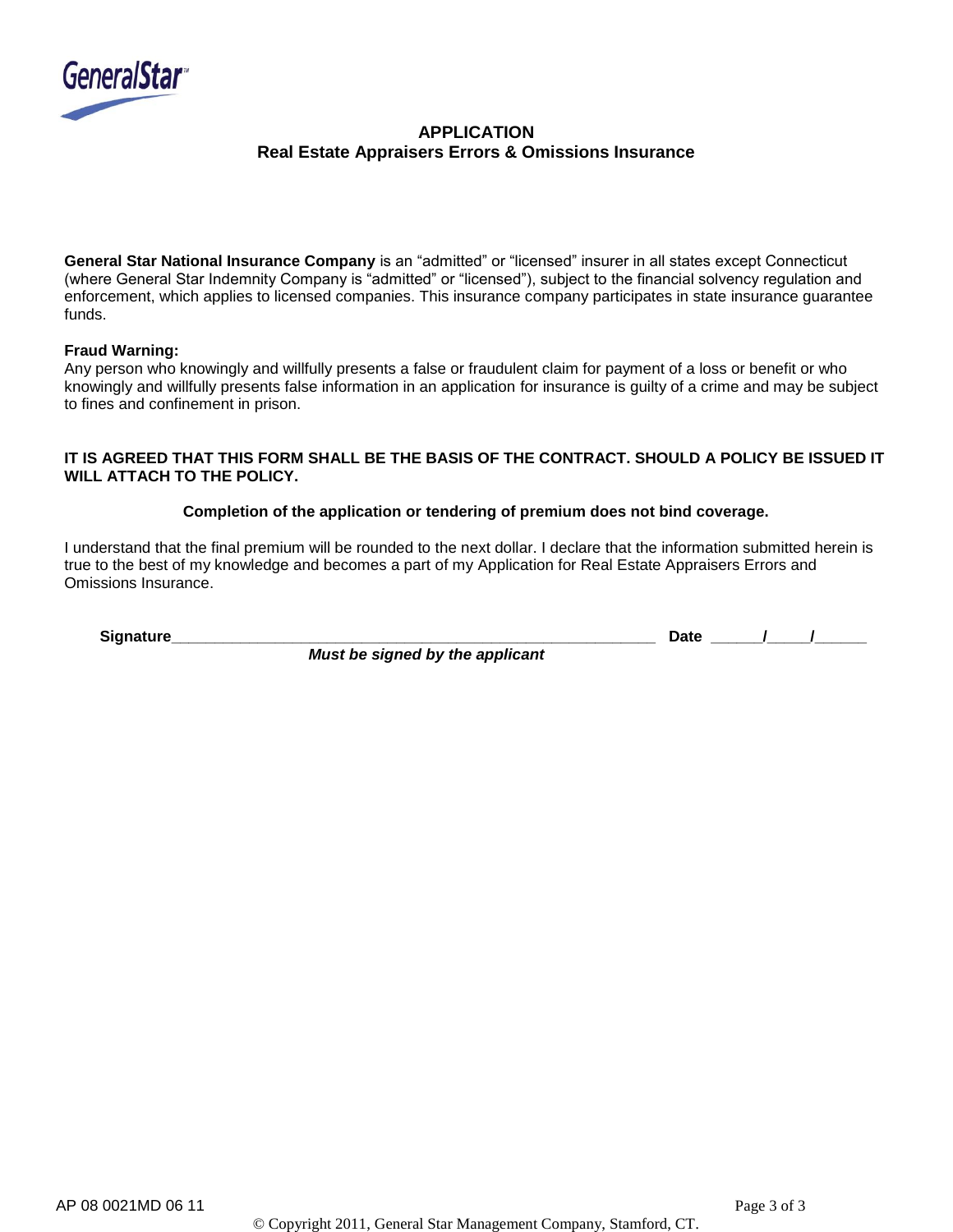GeneralStar

## APPLICATION
### Real Estate Appraisers Errors & Omissions Insurance

**General Star National Insurance Company** is an "admitted" or "licensed" insurer in all states except Connecticut (where General Star Indemnity Company is "admitted" or "licensed"), subject to the financial solvency regulation and enforcement, which applies to licensed companies. This insurance company participates in state insurance guarantee funds.

**Fraud Warning:**
Any person who knowingly and willfully presents a false or fraudulent claim for payment of a loss or benefit or who knowingly and willfully presents false information in an application for insurance is guilty of a crime and may be subject to fines and confinement in prison.

**IT IS AGREED THAT THIS FORM SHALL BE THE BASIS OF THE CONTRACT. SHOULD A POLICY BE ISSUED IT WILL ATTACH TO THE POLICY.**

**Completion of the application or tendering of premium does not bind coverage.**

I understand that the final premium will be rounded to the next dollar. I declare that the information submitted herein is true to the best of my knowledge and becomes a part of my Application for Real Estate Appraisers Errors and Omissions Insurance.

**Signature**_________________________________________________________ **Date** ______/_____/______

***Must be signed by the applicant***

AP 08 0021MD 06 11

© Copyright 2011, General Star Management Company, Stamford, CT.